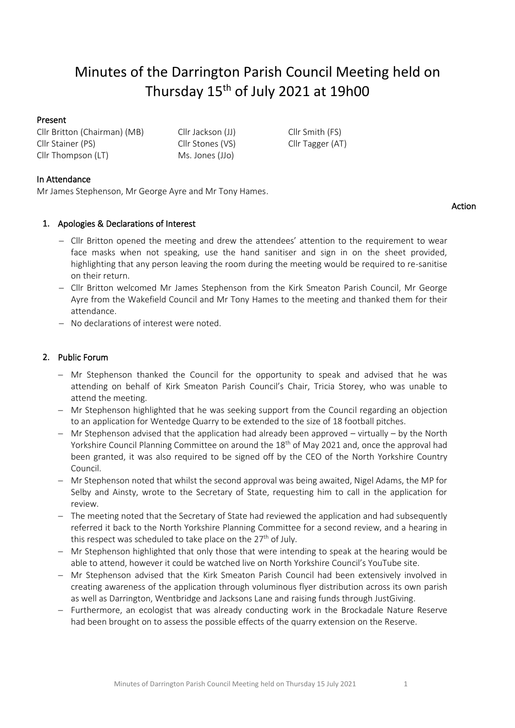# Minutes of the Darrington Parish Council Meeting held on Thursday 15th of July 2021 at 19h00

**Present**

| | | |
|---|---|---|
| Cllr Britton (Chairman) (MB) | Cllr Jackson (JJ) | Cllr Smith (FS) |
| Cllr Stainer (PS) | Cllr Stones (VS) | Cllr Tagger (AT) |
| Cllr Thompson (LT) | Ms. Jones (JJo) | |

**In Attendance**

Mr James Stephenson, Mr George Ayre and Mr Tony Hames.

**Action**

## 1. Apologies & Declarations of Interest

- Cllr Britton opened the meeting and drew the attendees' attention to the requirement to wear face masks when not speaking, use the hand sanitiser and sign in on the sheet provided, highlighting that any person leaving the room during the meeting would be required to re-sanitise on their return.
- Cllr Britton welcomed Mr James Stephenson from the Kirk Smeaton Parish Council, Mr George Ayre from the Wakefield Council and Mr Tony Hames to the meeting and thanked them for their attendance.
- No declarations of interest were noted.

## 2. Public Forum

- Mr Stephenson thanked the Council for the opportunity to speak and advised that he was attending on behalf of Kirk Smeaton Parish Council's Chair, Tricia Storey, who was unable to attend the meeting.
- Mr Stephenson highlighted that he was seeking support from the Council regarding an objection to an application for Wentedge Quarry to be extended to the size of 18 football pitches.
- Mr Stephenson advised that the application had already been approved – virtually – by the North Yorkshire Council Planning Committee on around the 18th of May 2021 and, once the approval had been granted, it was also required to be signed off by the CEO of the North Yorkshire Country Council.
- Mr Stephenson noted that whilst the second approval was being awaited, Nigel Adams, the MP for Selby and Ainsty, wrote to the Secretary of State, requesting him to call in the application for review.
- The meeting noted that the Secretary of State had reviewed the application and had subsequently referred it back to the North Yorkshire Planning Committee for a second review, and a hearing in this respect was scheduled to take place on the 27th of July.
- Mr Stephenson highlighted that only those that were intending to speak at the hearing would be able to attend, however it could be watched live on North Yorkshire Council's YouTube site.
- Mr Stephenson advised that the Kirk Smeaton Parish Council had been extensively involved in creating awareness of the application through voluminous flyer distribution across its own parish as well as Darrington, Wentbridge and Jacksons Lane and raising funds through JustGiving.
- Furthermore, an ecologist that was already conducting work in the Brockadale Nature Reserve had been brought on to assess the possible effects of the quarry extension on the Reserve.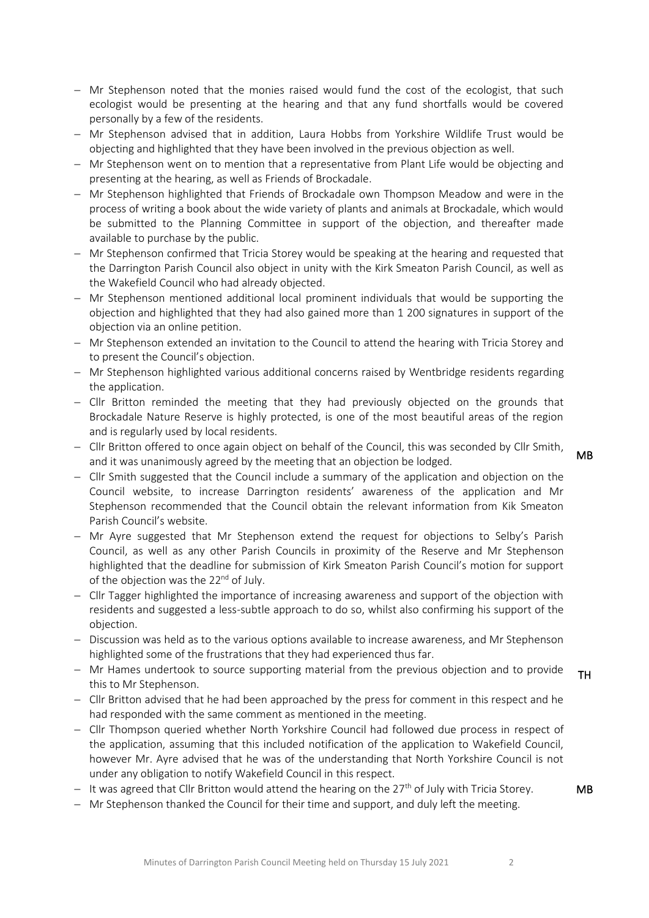- Mr Stephenson noted that the monies raised would fund the cost of the ecologist, that such ecologist would be presenting at the hearing and that any fund shortfalls would be covered personally by a few of the residents.
- Mr Stephenson advised that in addition, Laura Hobbs from Yorkshire Wildlife Trust would be objecting and highlighted that they have been involved in the previous objection as well.
- Mr Stephenson went on to mention that a representative from Plant Life would be objecting and presenting at the hearing, as well as Friends of Brockadale.
- Mr Stephenson highlighted that Friends of Brockadale own Thompson Meadow and were in the process of writing a book about the wide variety of plants and animals at Brockadale, which would be submitted to the Planning Committee in support of the objection, and thereafter made available to purchase by the public.
- Mr Stephenson confirmed that Tricia Storey would be speaking at the hearing and requested that the Darrington Parish Council also object in unity with the Kirk Smeaton Parish Council, as well as the Wakefield Council who had already objected.
- Mr Stephenson mentioned additional local prominent individuals that would be supporting the objection and highlighted that they had also gained more than 1 200 signatures in support of the objection via an online petition.
- Mr Stephenson extended an invitation to the Council to attend the hearing with Tricia Storey and to present the Council's objection.
- Mr Stephenson highlighted various additional concerns raised by Wentbridge residents regarding the application.
- Cllr Britton reminded the meeting that they had previously objected on the grounds that Brockadale Nature Reserve is highly protected, is one of the most beautiful areas of the region and is regularly used by local residents.
- Cllr Britton offered to once again object on behalf of the Council, this was seconded by Cllr Smith, and it was unanimously agreed by the meeting that an objection be lodged. **MB**
- Cllr Smith suggested that the Council include a summary of the application and objection on the Council website, to increase Darrington residents' awareness of the application and Mr Stephenson recommended that the Council obtain the relevant information from Kik Smeaton Parish Council's website.
- Mr Ayre suggested that Mr Stephenson extend the request for objections to Selby's Parish Council, as well as any other Parish Councils in proximity of the Reserve and Mr Stephenson highlighted that the deadline for submission of Kirk Smeaton Parish Council's motion for support of the objection was the 22nd of July.
- Cllr Tagger highlighted the importance of increasing awareness and support of the objection with residents and suggested a less-subtle approach to do so, whilst also confirming his support of the objection.
- Discussion was held as to the various options available to increase awareness, and Mr Stephenson highlighted some of the frustrations that they had experienced thus far.
- Mr Hames undertook to source supporting material from the previous objection and to provide this to Mr Stephenson. **TH**
- Cllr Britton advised that he had been approached by the press for comment in this respect and he had responded with the same comment as mentioned in the meeting.
- Cllr Thompson queried whether North Yorkshire Council had followed due process in respect of the application, assuming that this included notification of the application to Wakefield Council, however Mr. Ayre advised that he was of the understanding that North Yorkshire Council is not under any obligation to notify Wakefield Council in this respect.
- It was agreed that Cllr Britton would attend the hearing on the 27th of July with Tricia Storey. **MB**
- Mr Stephenson thanked the Council for their time and support, and duly left the meeting.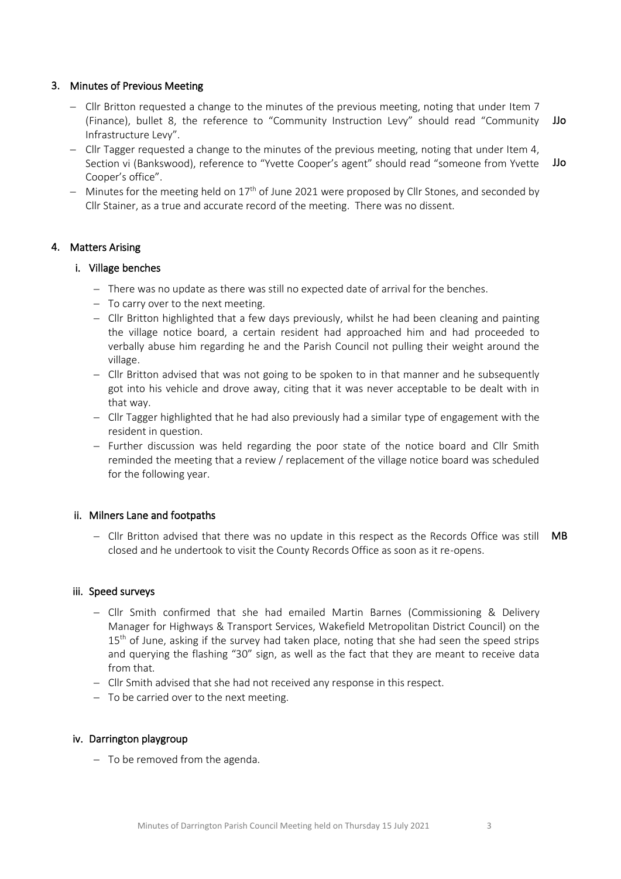## 3. Minutes of Previous Meeting

- Cllr Britton requested a change to the minutes of the previous meeting, noting that under Item 7 (Finance), bullet 8, the reference to "Community Instruction Levy" should read "Community Infrastructure Levy". **JJo**
- Cllr Tagger requested a change to the minutes of the previous meeting, noting that under Item 4, Section vi (Bankswood), reference to "Yvette Cooper's agent" should read "someone from Yvette Cooper's office". **JJo**
- Minutes for the meeting held on 17th of June 2021 were proposed by Cllr Stones, and seconded by Cllr Stainer, as a true and accurate record of the meeting. There was no dissent.

## 4. Matters Arising

### i. Village benches

- There was no update as there was still no expected date of arrival for the benches.
- To carry over to the next meeting.
- Cllr Britton highlighted that a few days previously, whilst he had been cleaning and painting the village notice board, a certain resident had approached him and had proceeded to verbally abuse him regarding he and the Parish Council not pulling their weight around the village.
- Cllr Britton advised that was not going to be spoken to in that manner and he subsequently got into his vehicle and drove away, citing that it was never acceptable to be dealt with in that way.
- Cllr Tagger highlighted that he had also previously had a similar type of engagement with the resident in question.
- Further discussion was held regarding the poor state of the notice board and Cllr Smith reminded the meeting that a review / replacement of the village notice board was scheduled for the following year.

### ii. Milners Lane and footpaths

- Cllr Britton advised that there was no update in this respect as the Records Office was still closed and he undertook to visit the County Records Office as soon as it re-opens. **MB**

### iii. Speed surveys

- Cllr Smith confirmed that she had emailed Martin Barnes (Commissioning & Delivery Manager for Highways & Transport Services, Wakefield Metropolitan District Council) on the 15th of June, asking if the survey had taken place, noting that she had seen the speed strips and querying the flashing "30" sign, as well as the fact that they are meant to receive data from that.
- Cllr Smith advised that she had not received any response in this respect.
- To be carried over to the next meeting.

### iv. Darrington playgroup

- To be removed from the agenda.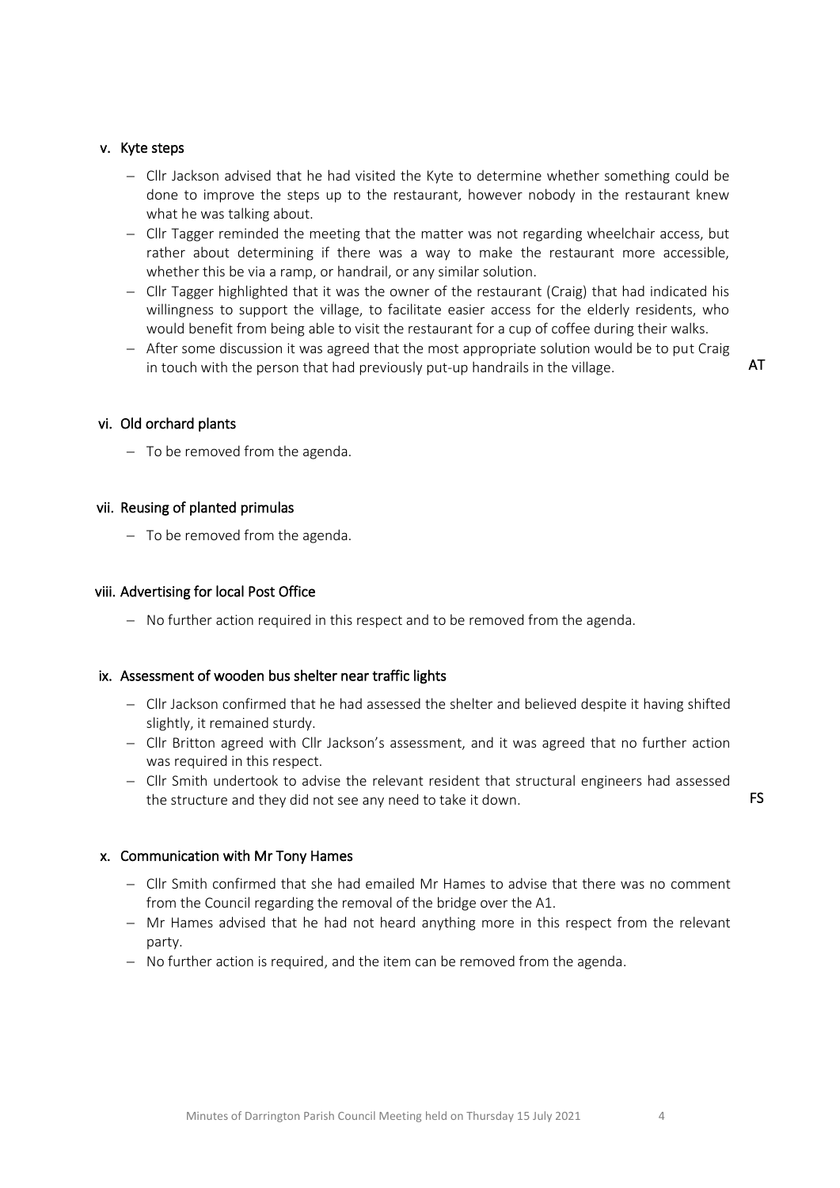### v. Kyte steps

- Cllr Jackson advised that he had visited the Kyte to determine whether something could be done to improve the steps up to the restaurant, however nobody in the restaurant knew what he was talking about.
- Cllr Tagger reminded the meeting that the matter was not regarding wheelchair access, but rather about determining if there was a way to make the restaurant more accessible, whether this be via a ramp, or handrail, or any similar solution.
- Cllr Tagger highlighted that it was the owner of the restaurant (Craig) that had indicated his willingness to support the village, to facilitate easier access for the elderly residents, who would benefit from being able to visit the restaurant for a cup of coffee during their walks.
- After some discussion it was agreed that the most appropriate solution would be to put Craig in touch with the person that had previously put-up handrails in the village. **AT**

### vi. Old orchard plants

- To be removed from the agenda.

### vii. Reusing of planted primulas

- To be removed from the agenda.

### viii. Advertising for local Post Office

- No further action required in this respect and to be removed from the agenda.

### ix. Assessment of wooden bus shelter near traffic lights

- Cllr Jackson confirmed that he had assessed the shelter and believed despite it having shifted slightly, it remained sturdy.
- Cllr Britton agreed with Cllr Jackson's assessment, and it was agreed that no further action was required in this respect.
- Cllr Smith undertook to advise the relevant resident that structural engineers had assessed the structure and they did not see any need to take it down. **FS**

### x. Communication with Mr Tony Hames

- Cllr Smith confirmed that she had emailed Mr Hames to advise that there was no comment from the Council regarding the removal of the bridge over the A1.
- Mr Hames advised that he had not heard anything more in this respect from the relevant party.
- No further action is required, and the item can be removed from the agenda.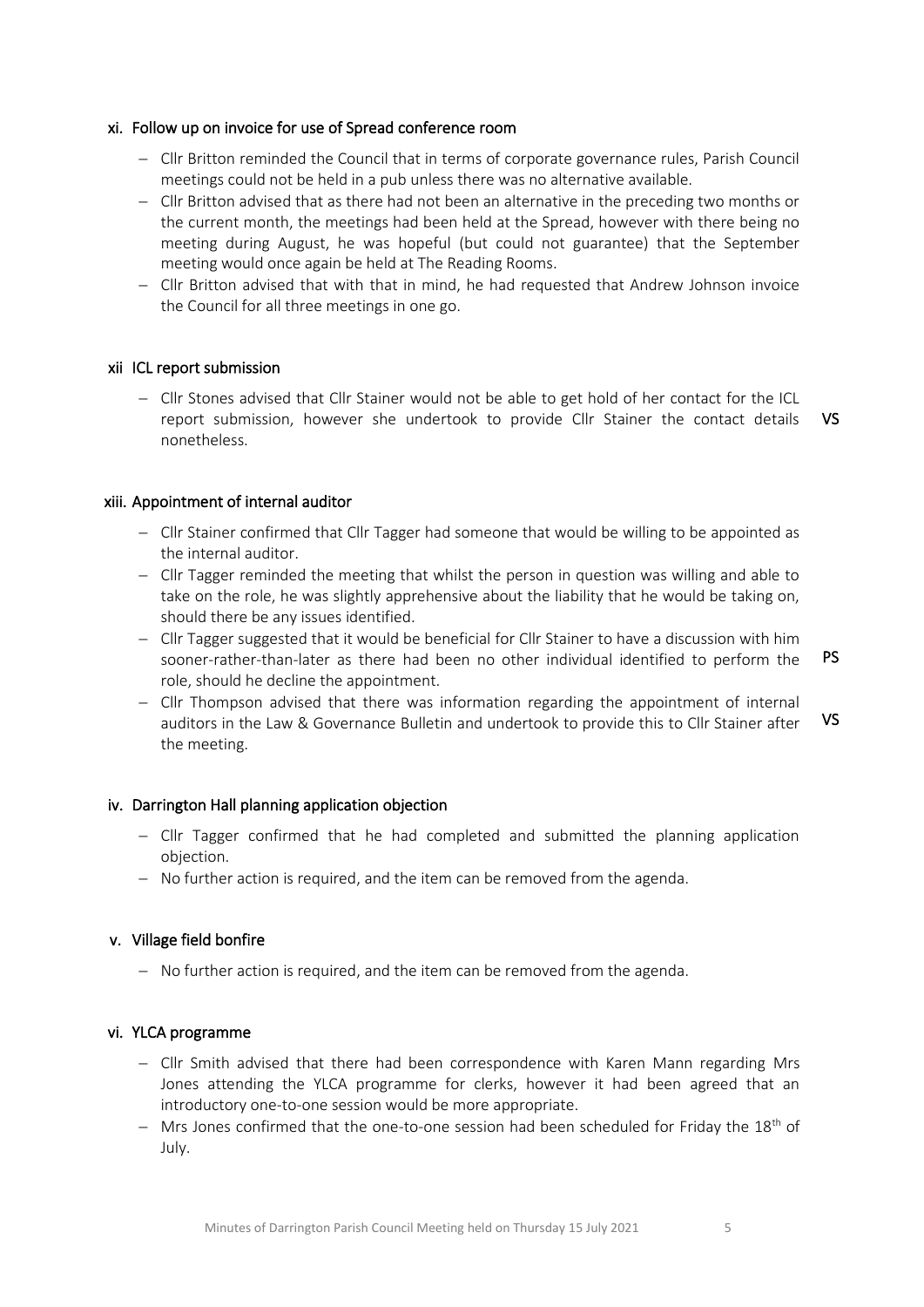### xi. Follow up on invoice for use of Spread conference room

- Cllr Britton reminded the Council that in terms of corporate governance rules, Parish Council meetings could not be held in a pub unless there was no alternative available.
- Cllr Britton advised that as there had not been an alternative in the preceding two months or the current month, the meetings had been held at the Spread, however with there being no meeting during August, he was hopeful (but could not guarantee) that the September meeting would once again be held at The Reading Rooms.
- Cllr Britton advised that with that in mind, he had requested that Andrew Johnson invoice the Council for all three meetings in one go.

### xii ICL report submission

- Cllr Stones advised that Cllr Stainer would not be able to get hold of her contact for the ICL report submission, however she undertook to provide Cllr Stainer the contact details nonetheless. **VS**

### xiii. Appointment of internal auditor

- Cllr Stainer confirmed that Cllr Tagger had someone that would be willing to be appointed as the internal auditor.
- Cllr Tagger reminded the meeting that whilst the person in question was willing and able to take on the role, he was slightly apprehensive about the liability that he would be taking on, should there be any issues identified.
- Cllr Tagger suggested that it would be beneficial for Cllr Stainer to have a discussion with him sooner-rather-than-later as there had been no other individual identified to perform the role, should he decline the appointment. **PS**
- Cllr Thompson advised that there was information regarding the appointment of internal auditors in the Law & Governance Bulletin and undertook to provide this to Cllr Stainer after the meeting. **VS**

### iv. Darrington Hall planning application objection

- Cllr Tagger confirmed that he had completed and submitted the planning application objection.
- No further action is required, and the item can be removed from the agenda.

### v. Village field bonfire

- No further action is required, and the item can be removed from the agenda.

### vi. YLCA programme

- Cllr Smith advised that there had been correspondence with Karen Mann regarding Mrs Jones attending the YLCA programme for clerks, however it had been agreed that an introductory one-to-one session would be more appropriate.
- Mrs Jones confirmed that the one-to-one session had been scheduled for Friday the 18th of July.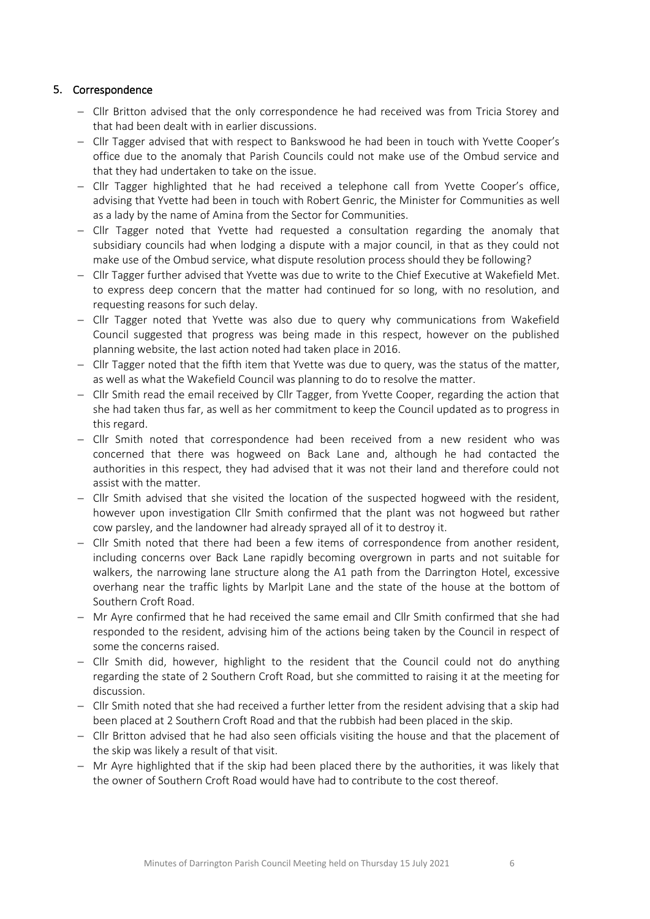## 5. Correspondence

- Cllr Britton advised that the only correspondence he had received was from Tricia Storey and that had been dealt with in earlier discussions.
- Cllr Tagger advised that with respect to Bankswood he had been in touch with Yvette Cooper's office due to the anomaly that Parish Councils could not make use of the Ombud service and that they had undertaken to take on the issue.
- Cllr Tagger highlighted that he had received a telephone call from Yvette Cooper's office, advising that Yvette had been in touch with Robert Genric, the Minister for Communities as well as a lady by the name of Amina from the Sector for Communities.
- Cllr Tagger noted that Yvette had requested a consultation regarding the anomaly that subsidiary councils had when lodging a dispute with a major council, in that as they could not make use of the Ombud service, what dispute resolution process should they be following?
- Cllr Tagger further advised that Yvette was due to write to the Chief Executive at Wakefield Met. to express deep concern that the matter had continued for so long, with no resolution, and requesting reasons for such delay.
- Cllr Tagger noted that Yvette was also due to query why communications from Wakefield Council suggested that progress was being made in this respect, however on the published planning website, the last action noted had taken place in 2016.
- Cllr Tagger noted that the fifth item that Yvette was due to query, was the status of the matter, as well as what the Wakefield Council was planning to do to resolve the matter.
- Cllr Smith read the email received by Cllr Tagger, from Yvette Cooper, regarding the action that she had taken thus far, as well as her commitment to keep the Council updated as to progress in this regard.
- Cllr Smith noted that correspondence had been received from a new resident who was concerned that there was hogweed on Back Lane and, although he had contacted the authorities in this respect, they had advised that it was not their land and therefore could not assist with the matter.
- Cllr Smith advised that she visited the location of the suspected hogweed with the resident, however upon investigation Cllr Smith confirmed that the plant was not hogweed but rather cow parsley, and the landowner had already sprayed all of it to destroy it.
- Cllr Smith noted that there had been a few items of correspondence from another resident, including concerns over Back Lane rapidly becoming overgrown in parts and not suitable for walkers, the narrowing lane structure along the A1 path from the Darrington Hotel, excessive overhang near the traffic lights by Marlpit Lane and the state of the house at the bottom of Southern Croft Road.
- Mr Ayre confirmed that he had received the same email and Cllr Smith confirmed that she had responded to the resident, advising him of the actions being taken by the Council in respect of some the concerns raised.
- Cllr Smith did, however, highlight to the resident that the Council could not do anything regarding the state of 2 Southern Croft Road, but she committed to raising it at the meeting for discussion.
- Cllr Smith noted that she had received a further letter from the resident advising that a skip had been placed at 2 Southern Croft Road and that the rubbish had been placed in the skip.
- Cllr Britton advised that he had also seen officials visiting the house and that the placement of the skip was likely a result of that visit.
- Mr Ayre highlighted that if the skip had been placed there by the authorities, it was likely that the owner of Southern Croft Road would have had to contribute to the cost thereof.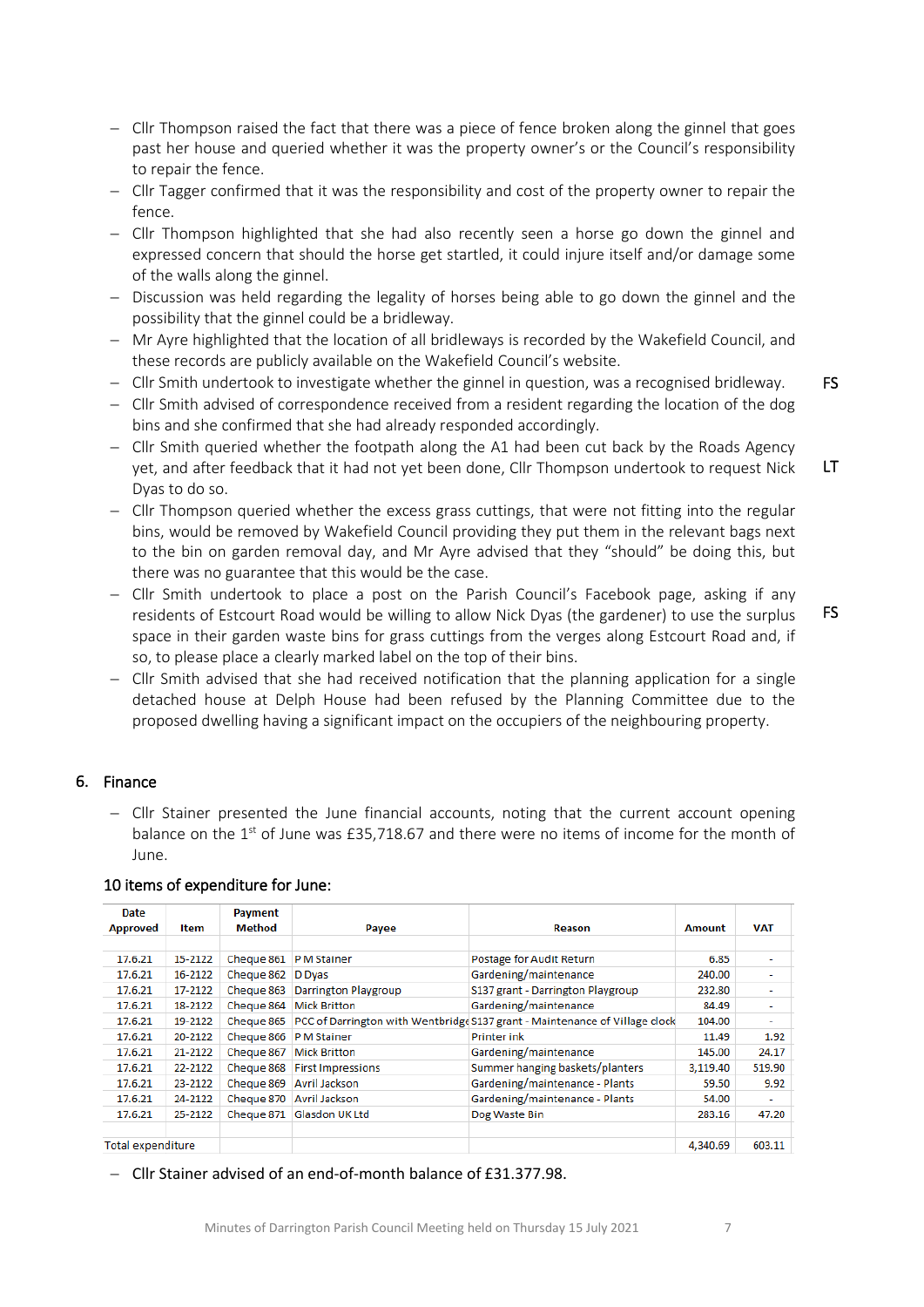- Cllr Thompson raised the fact that there was a piece of fence broken along the ginnel that goes past her house and queried whether it was the property owner's or the Council's responsibility to repair the fence.
- Cllr Tagger confirmed that it was the responsibility and cost of the property owner to repair the fence.
- Cllr Thompson highlighted that she had also recently seen a horse go down the ginnel and expressed concern that should the horse get startled, it could injure itself and/or damage some of the walls along the ginnel.
- Discussion was held regarding the legality of horses being able to go down the ginnel and the possibility that the ginnel could be a bridleway.
- Mr Ayre highlighted that the location of all bridleways is recorded by the Wakefield Council, and these records are publicly available on the Wakefield Council's website.
- Cllr Smith undertook to investigate whether the ginnel in question, was a recognised bridleway. **FS**
- Cllr Smith advised of correspondence received from a resident regarding the location of the dog bins and she confirmed that she had already responded accordingly.
- Cllr Smith queried whether the footpath along the A1 had been cut back by the Roads Agency yet, and after feedback that it had not yet been done, Cllr Thompson undertook to request Nick Dyas to do so. **LT**
- Cllr Thompson queried whether the excess grass cuttings, that were not fitting into the regular bins, would be removed by Wakefield Council providing they put them in the relevant bags next to the bin on garden removal day, and Mr Ayre advised that they "should" be doing this, but there was no guarantee that this would be the case.
- Cllr Smith undertook to place a post on the Parish Council's Facebook page, asking if any residents of Estcourt Road would be willing to allow Nick Dyas (the gardener) to use the surplus space in their garden waste bins for grass cuttings from the verges along Estcourt Road and, if so, to please place a clearly marked label on the top of their bins. **FS**
- Cllr Smith advised that she had received notification that the planning application for a single detached house at Delph House had been refused by the Planning Committee due to the proposed dwelling having a significant impact on the occupiers of the neighbouring property.

## 6. Finance

- Cllr Stainer presented the June financial accounts, noting that the current account opening balance on the 1st of June was £35,718.67 and there were no items of income for the month of June.

**10 items of expenditure for June:**

| Date Approved | Item | Payment Method | Payee | Reason | Amount | VAT |
|---|---|---|---|---|---|---|
| 17.6.21 | 15-2122 | Cheque 861 | P M Stainer | Postage for Audit Return | 6.85 | - |
| 17.6.21 | 16-2122 | Cheque 862 | D Dyas | Gardening/maintenance | 240.00 | - |
| 17.6.21 | 17-2122 | Cheque 863 | Darrington Playgroup | S137 grant - Darrington Playgroup | 232.80 | - |
| 17.6.21 | 18-2122 | Cheque 864 | Mick Britton | Gardening/maintenance | 84.49 | - |
| 17.6.21 | 19-2122 | Cheque 865 | PCC of Darrington with Wentbridge | S137 grant - Maintenance of Village clock | 104.00 | - |
| 17.6.21 | 20-2122 | Cheque 866 | P M Stainer | Printer ink | 11.49 | 1.92 |
| 17.6.21 | 21-2122 | Cheque 867 | Mick Britton | Gardening/maintenance | 145.00 | 24.17 |
| 17.6.21 | 22-2122 | Cheque 868 | First Impressions | Summer hanging baskets/planters | 3,119.40 | 519.90 |
| 17.6.21 | 23-2122 | Cheque 869 | Avril Jackson | Gardening/maintenance - Plants | 59.50 | 9.92 |
| 17.6.21 | 24-2122 | Cheque 870 | Avril Jackson | Gardening/maintenance - Plants | 54.00 | - |
| 17.6.21 | 25-2122 | Cheque 871 | Glasdon UK Ltd | Dog Waste Bin | 283.16 | 47.20 |
| Total expenditure | | | | | 4,340.69 | 603.11 |

- Cllr Stainer advised of an end-of-month balance of £31.377.98.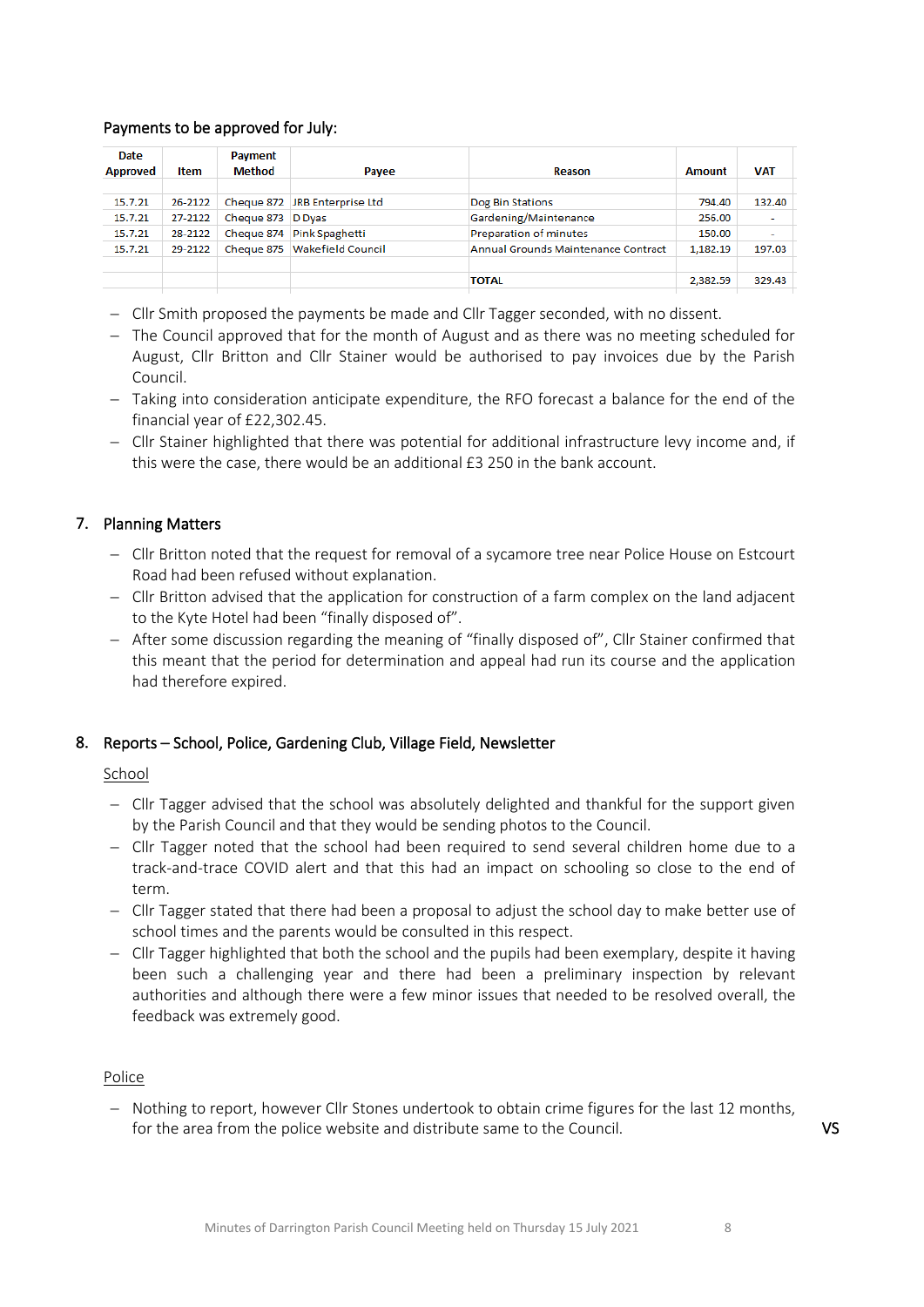Payments to be approved for July:

| Date Approved | Item | Payment Method | Payee | Reason | Amount | VAT |
|---|---|---|---|---|---|---|
| 15.7.21 | 26-2122 | Cheque 872 | JRB Enterprise Ltd | Dog Bin Stations | 794.40 | 132.40 |
| 15.7.21 | 27-2122 | Cheque 873 | D Dyas | Gardening/Maintenance | 256.00 | - |
| 15.7.21 | 28-2122 | Cheque 874 | Pink Spaghetti | Preparation of minutes | 150.00 | - |
| 15.7.21 | 29-2122 | Cheque 875 | Wakefield Council | Annual Grounds Maintenance Contract | 1,182.19 | 197.03 |
| | | | | | | |
| | | | | **TOTAL** | 2,382.59 | 329.43 |

- Cllr Smith proposed the payments be made and Cllr Tagger seconded, with no dissent.
- The Council approved that for the month of August and as there was no meeting scheduled for August, Cllr Britton and Cllr Stainer would be authorised to pay invoices due by the Parish Council.
- Taking into consideration anticipate expenditure, the RFO forecast a balance for the end of the financial year of £22,302.45.
- Cllr Stainer highlighted that there was potential for additional infrastructure levy income and, if this were the case, there would be an additional £3 250 in the bank account.

## 7. Planning Matters

- Cllr Britton noted that the request for removal of a sycamore tree near Police House on Estcourt Road had been refused without explanation.
- Cllr Britton advised that the application for construction of a farm complex on the land adjacent to the Kyte Hotel had been "finally disposed of".
- After some discussion regarding the meaning of "finally disposed of", Cllr Stainer confirmed that this meant that the period for determination and appeal had run its course and the application had therefore expired.

## 8. Reports – School, Police, Gardening Club, Village Field, Newsletter

School

- Cllr Tagger advised that the school was absolutely delighted and thankful for the support given by the Parish Council and that they would be sending photos to the Council.
- Cllr Tagger noted that the school had been required to send several children home due to a track-and-trace COVID alert and that this had an impact on schooling so close to the end of term.
- Cllr Tagger stated that there had been a proposal to adjust the school day to make better use of school times and the parents would be consulted in this respect.
- Cllr Tagger highlighted that both the school and the pupils had been exemplary, despite it having been such a challenging year and there had been a preliminary inspection by relevant authorities and although there were a few minor issues that needed to be resolved overall, the feedback was extremely good.

Police

- Nothing to report, however Cllr Stones undertook to obtain crime figures for the last 12 months, for the area from the police website and distribute same to the Council. **VS**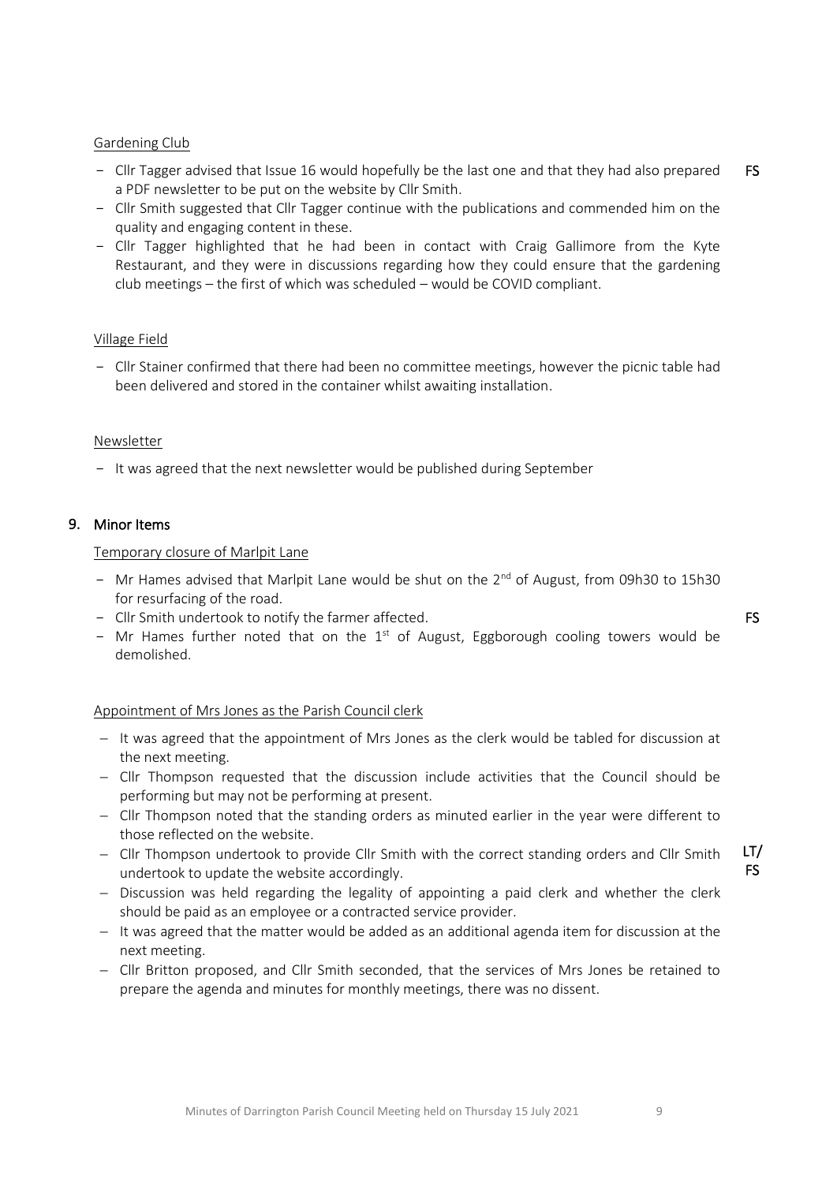Gardening Club

- Cllr Tagger advised that Issue 16 would hopefully be the last one and that they had also prepared a PDF newsletter to be put on the website by Cllr Smith. **FS**
- Cllr Smith suggested that Cllr Tagger continue with the publications and commended him on the quality and engaging content in these.
- Cllr Tagger highlighted that he had been in contact with Craig Gallimore from the Kyte Restaurant, and they were in discussions regarding how they could ensure that the gardening club meetings – the first of which was scheduled – would be COVID compliant.

Village Field

- Cllr Stainer confirmed that there had been no committee meetings, however the picnic table had been delivered and stored in the container whilst awaiting installation.

Newsletter

- It was agreed that the next newsletter would be published during September

## 9. Minor Items

Temporary closure of Marlpit Lane

- Mr Hames advised that Marlpit Lane would be shut on the 2nd of August, from 09h30 to 15h30 for resurfacing of the road.
- Cllr Smith undertook to notify the farmer affected. **FS**
- Mr Hames further noted that on the 1st of August, Eggborough cooling towers would be demolished.

Appointment of Mrs Jones as the Parish Council clerk

- It was agreed that the appointment of Mrs Jones as the clerk would be tabled for discussion at the next meeting.
- Cllr Thompson requested that the discussion include activities that the Council should be performing but may not be performing at present.
- Cllr Thompson noted that the standing orders as minuted earlier in the year were different to those reflected on the website.
- Cllr Thompson undertook to provide Cllr Smith with the correct standing orders and Cllr Smith undertook to update the website accordingly. **LT/FS**
- Discussion was held regarding the legality of appointing a paid clerk and whether the clerk should be paid as an employee or a contracted service provider.
- It was agreed that the matter would be added as an additional agenda item for discussion at the next meeting.
- Cllr Britton proposed, and Cllr Smith seconded, that the services of Mrs Jones be retained to prepare the agenda and minutes for monthly meetings, there was no dissent.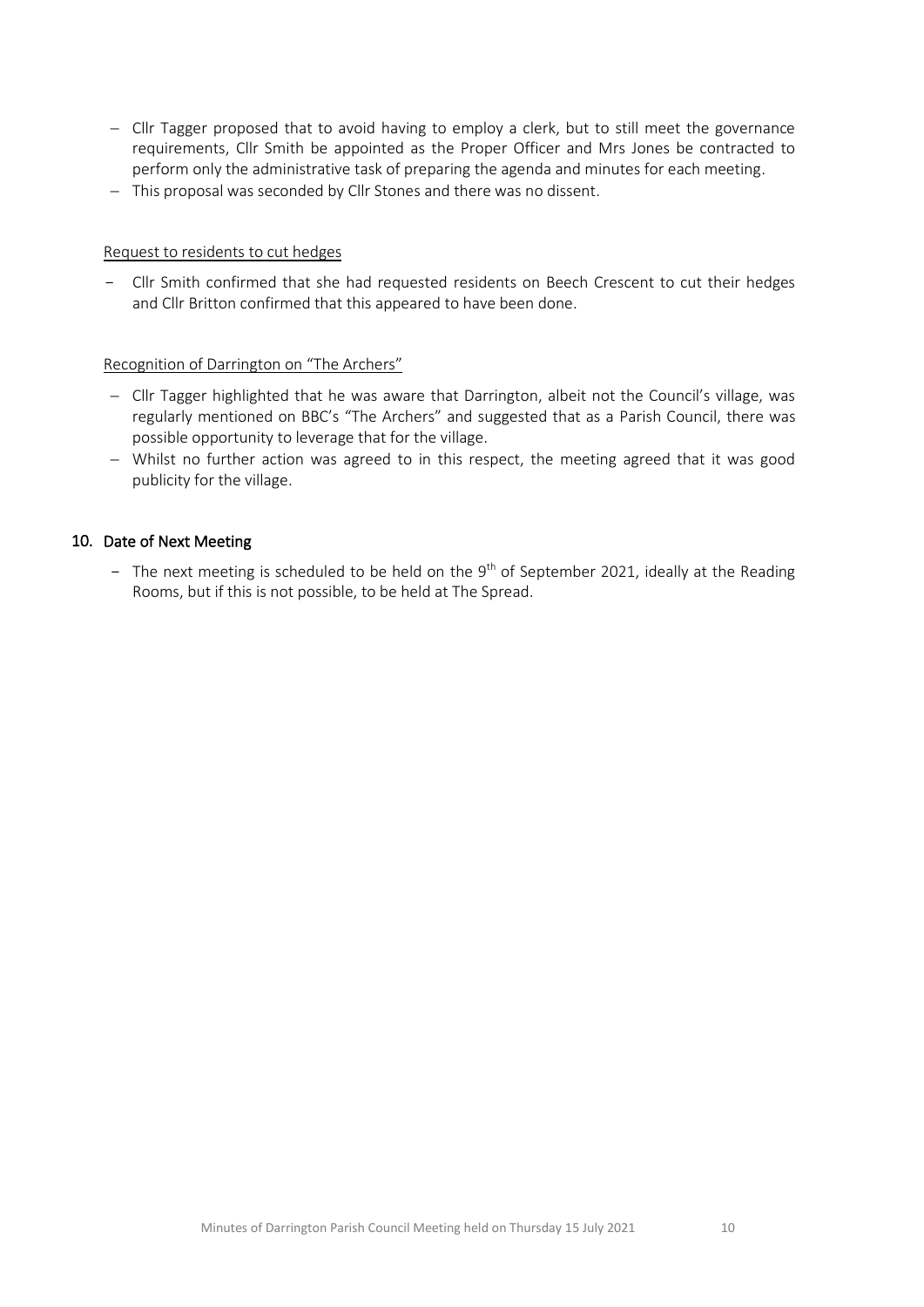- Cllr Tagger proposed that to avoid having to employ a clerk, but to still meet the governance requirements, Cllr Smith be appointed as the Proper Officer and Mrs Jones be contracted to perform only the administrative task of preparing the agenda and minutes for each meeting.
- This proposal was seconded by Cllr Stones and there was no dissent.

Request to residents to cut hedges

- Cllr Smith confirmed that she had requested residents on Beech Crescent to cut their hedges and Cllr Britton confirmed that this appeared to have been done.

Recognition of Darrington on "The Archers"

- Cllr Tagger highlighted that he was aware that Darrington, albeit not the Council's village, was regularly mentioned on BBC's "The Archers" and suggested that as a Parish Council, there was possible opportunity to leverage that for the village.
- Whilst no further action was agreed to in this respect, the meeting agreed that it was good publicity for the village.

## 10. Date of Next Meeting

- The next meeting is scheduled to be held on the 9th of September 2021, ideally at the Reading Rooms, but if this is not possible, to be held at The Spread.